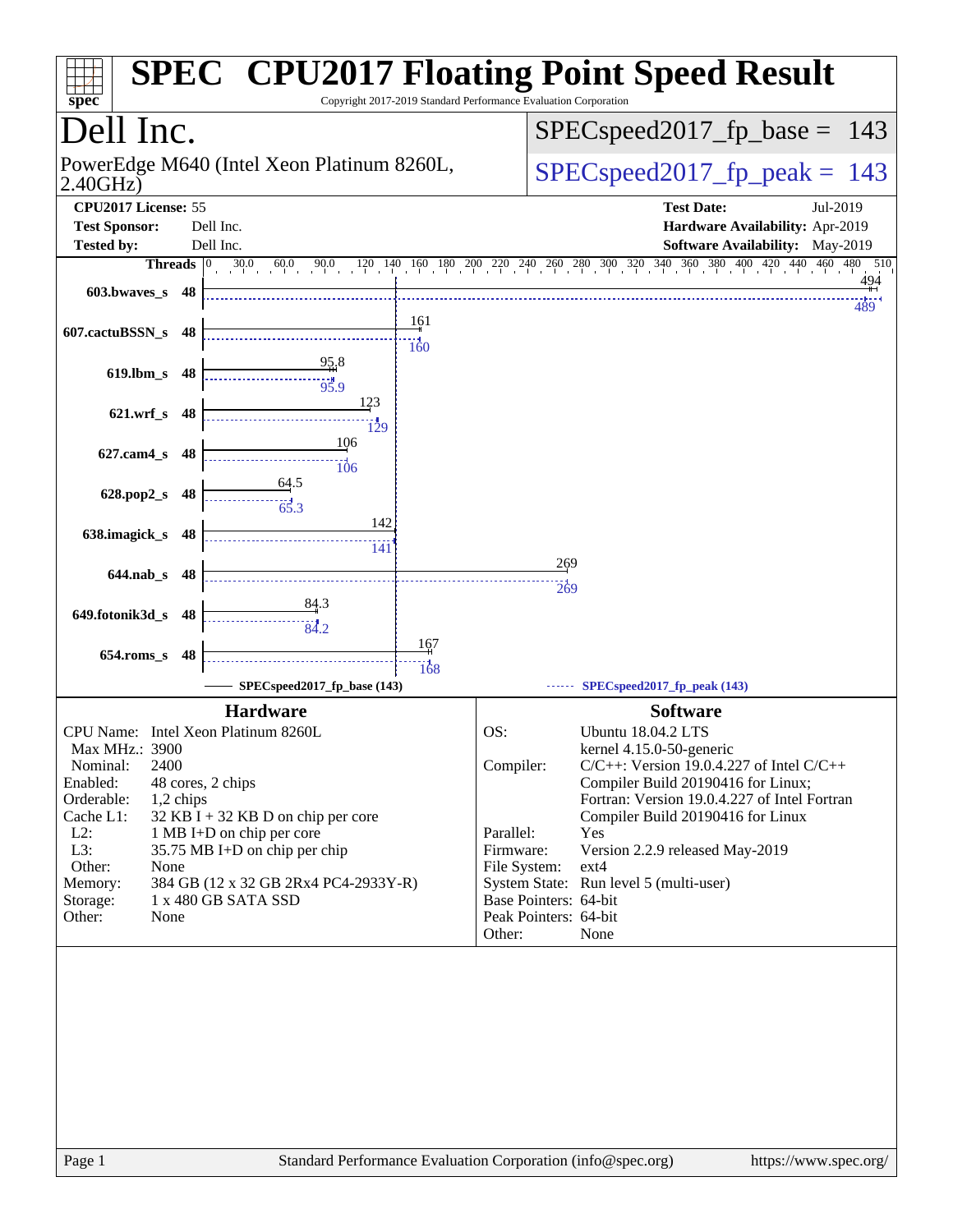# SPEC CPU2017 Floating Point Speed Result

Copyright 2017-2019 Standard Performance Evaluation Corporation

## Dell Inc.

PowerEdge M640 (Intel Xeon Platinum 8260L, 2.40GHz)

SPECspeed2017_fp_base = 143

SPECspeed2017_fp_peak = 143

| | | | |
|---|---|---|---|
| **CPU2017 License:** | 55 | **Test Date:** | Jul-2019 |
| **Test Sponsor:** | Dell Inc. | **Hardware Availability:** | Apr-2019 |
| **Tested by:** | Dell Inc. | **Software Availability:** | May-2019 |

| Benchmark | Threads | Base | Peak |
|---|---|---|---|
| 603.bwaves_s | 48 | 494 | 489 |
| 607.cactuBSSN_s | 48 | 161 | 160 |
| 619.lbm_s | 48 | 95.8 | 95.9 |
| 621.wrf_s | 48 | 123 | 129 |
| 627.cam4_s | 48 | 106 | 106 |
| 628.pop2_s | 48 | 64.5 | 65.3 |
| 638.imagick_s | 48 | 142 | 141 |
| 644.nab_s | 48 | 269 | 269 |
| 649.fotonik3d_s | 48 | 84.3 | 84.2 |
| 654.roms_s | 48 | 167 | 168 |

SPECspeed2017_fp_base (143) — SPECspeed2017_fp_peak (143)

### Hardware

| | |
|---|---|
| CPU Name: | Intel Xeon Platinum 8260L |
| Max MHz.: | 3900 |
| Nominal: | 2400 |
| Enabled: | 48 cores, 2 chips |
| Orderable: | 1,2 chips |
| Cache L1: | 32 KB I + 32 KB D on chip per core |
| L2: | 1 MB I+D on chip per core |
| L3: | 35.75 MB I+D on chip per chip |
| Other: | None |
| Memory: | 384 GB (12 x 32 GB 2Rx4 PC4-2933Y-R) |
| Storage: | 1 x 480 GB SATA SSD |
| Other: | None |

### Software

| | |
|---|---|
| OS: | Ubuntu 18.04.2 LTS<br>kernel 4.15.0-50-generic |
| Compiler: | C/C++: Version 19.0.4.227 of Intel C/C++ Compiler Build 20190416 for Linux;<br>Fortran: Version 19.0.4.227 of Intel Fortran Compiler Build 20190416 for Linux |
| Parallel: | Yes |
| Firmware: | Version 2.2.9 released May-2019 |
| File System: | ext4 |
| System State: | Run level 5 (multi-user) |
| Base Pointers: | 64-bit |
| Peak Pointers: | 64-bit |
| Other: | None |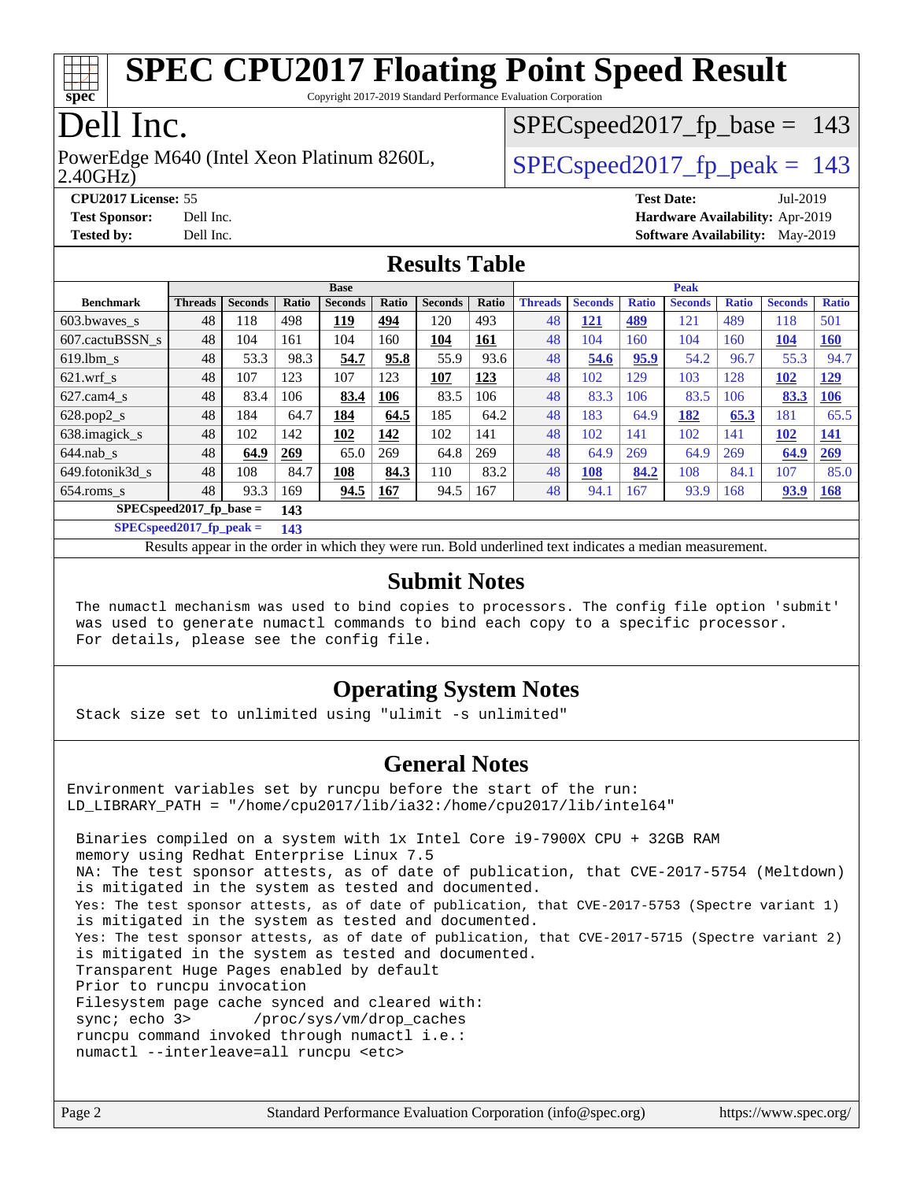# SPEC CPU2017 Floating Point Speed Result

Copyright 2017-2019 Standard Performance Evaluation Corporation

# Dell Inc.

PowerEdge M640 (Intel Xeon Platinum 8260L, 2.40GHz)

SPECspeed2017_fp_base = 143

SPECspeed2017_fp_peak = 143

**CPU2017 License:** 55
**Test Sponsor:** Dell Inc.
**Tested by:** Dell Inc.

**Test Date:** Jul-2019
**Hardware Availability:** Apr-2019
**Software Availability:** May-2019

## Results Table

| Benchmark | Base | | | | | | | Peak | | | | | | |
|---|---|---|---|---|---|---|---|---|---|---|---|---|---|---|
| | Threads | Seconds | Ratio | Seconds | Ratio | Seconds | Ratio | Threads | Seconds | Ratio | Seconds | Ratio | Seconds | Ratio |
| 603.bwaves_s | 48 | 118 | 498 | **119** | **494** | 120 | 493 | 48 | **121** | **489** | 121 | 489 | 118 | 501 |
| 607.cactuBSSN_s | 48 | 104 | 161 | 104 | 160 | **104** | **161** | 48 | 104 | 160 | 104 | 160 | **104** | **160** |
| 619.lbm_s | 48 | 53.3 | 98.3 | **54.7** | **95.8** | 55.9 | 93.6 | 48 | **54.6** | **95.9** | 54.2 | 96.7 | 55.3 | 94.7 |
| 621.wrf_s | 48 | 107 | 123 | 107 | 123 | **107** | **123** | 48 | 102 | 129 | 103 | 128 | **102** | **129** |
| 627.cam4_s | 48 | 83.4 | 106 | **83.4** | **106** | 83.5 | 106 | 48 | 83.3 | 106 | 83.5 | 106 | **83.3** | **106** |
| 628.pop2_s | 48 | 184 | 64.7 | **184** | **64.5** | 185 | 64.2 | 48 | 183 | 64.9 | **182** | **65.3** | 181 | 65.5 |
| 638.imagick_s | 48 | 102 | 142 | **102** | **142** | 102 | 141 | 48 | 102 | 141 | 102 | 141 | **102** | **141** |
| 644.nab_s | 48 | **64.9** | **269** | 65.0 | 269 | 64.8 | 269 | 48 | 64.9 | 269 | 64.9 | 269 | **64.9** | **269** |
| 649.fotonik3d_s | 48 | 108 | 84.7 | **108** | **84.3** | 110 | 83.2 | 48 | **108** | **84.2** | 108 | 84.1 | 107 | 85.0 |
| 654.roms_s | 48 | 93.3 | 169 | **94.5** | **167** | 94.5 | 167 | 48 | 94.1 | 167 | 93.9 | 168 | **93.9** | **168** |

**SPECspeed2017_fp_base =** **143**

**SPECspeed2017_fp_peak =** **143**

Results appear in the order in which they were run. Bold underlined text indicates a median measurement.

## Submit Notes

The numactl mechanism was used to bind copies to processors. The config file option 'submit' was used to generate numactl commands to bind each copy to a specific processor. For details, please see the config file.

## Operating System Notes

Stack size set to unlimited using "ulimit -s unlimited"

## General Notes

Environment variables set by runcpu before the start of the run:
LD_LIBRARY_PATH = "/home/cpu2017/lib/ia32:/home/cpu2017/lib/intel64"

Binaries compiled on a system with 1x Intel Core i9-7900X CPU + 32GB RAM memory using Redhat Enterprise Linux 7.5
NA: The test sponsor attests, as of date of publication, that CVE-2017-5754 (Meltdown) is mitigated in the system as tested and documented.
Yes: The test sponsor attests, as of date of publication, that CVE-2017-5753 (Spectre variant 1) is mitigated in the system as tested and documented.
Yes: The test sponsor attests, as of date of publication, that CVE-2017-5715 (Spectre variant 2) is mitigated in the system as tested and documented.
Transparent Huge Pages enabled by default
Prior to runcpu invocation
Filesystem page cache synced and cleared with:
sync; echo 3> /proc/sys/vm/drop_caches
runcpu command invoked through numactl i.e.:
numactl --interleave=all runcpu <etc>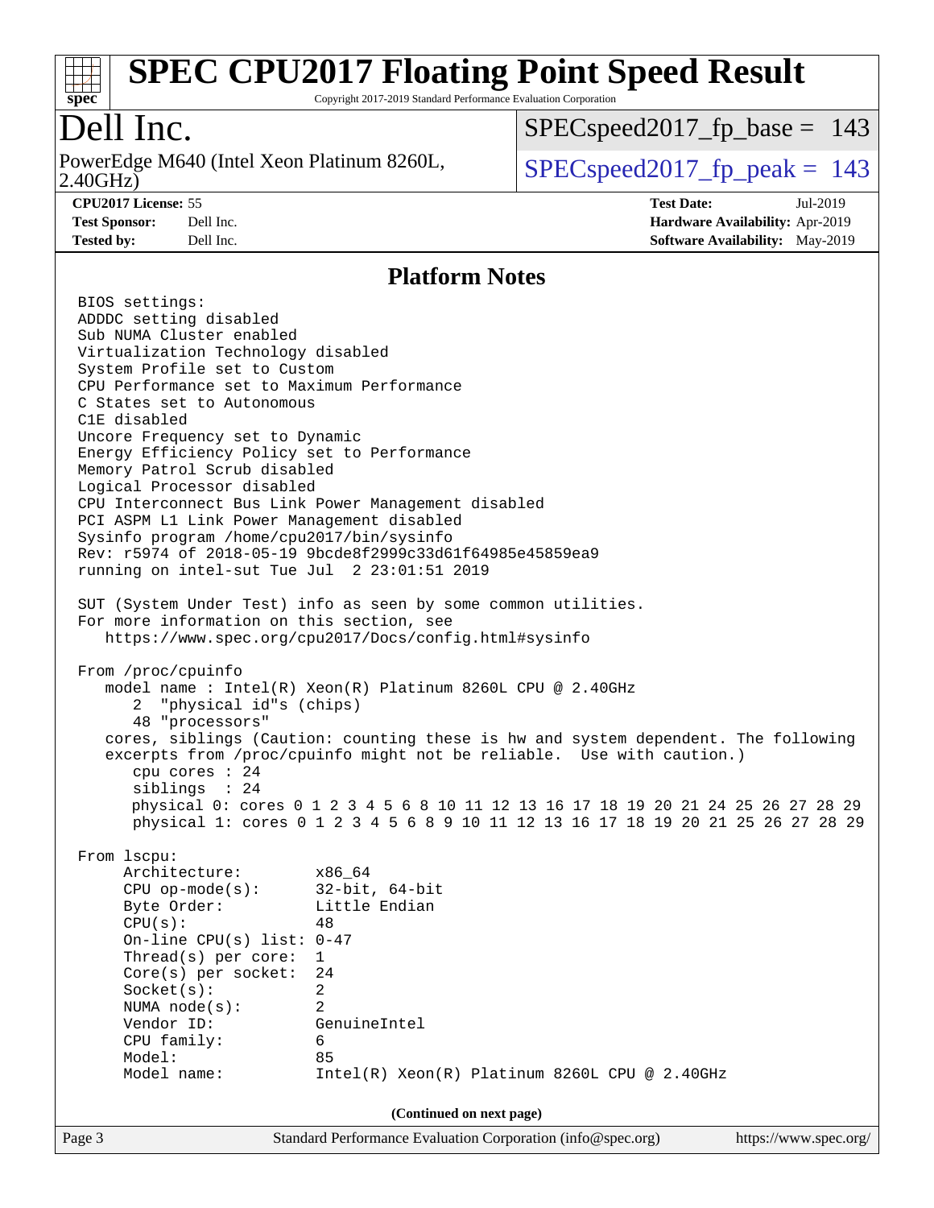## Platform Notes

```
BIOS settings:
ADDDC setting disabled
Sub NUMA Cluster enabled
Virtualization Technology disabled
System Profile set to Custom
CPU Performance set to Maximum Performance
C States set to Autonomous
C1E disabled
Uncore Frequency set to Dynamic
Energy Efficiency Policy set to Performance
Memory Patrol Scrub disabled
Logical Processor disabled
CPU Interconnect Bus Link Power Management disabled
PCI ASPM L1 Link Power Management disabled
Sysinfo program /home/cpu2017/bin/sysinfo
Rev: r5974 of 2018-05-19 9bcde8f2999c33d61f64985e45859ea9
running on intel-sut Tue Jul  2 23:01:51 2019

SUT (System Under Test) info as seen by some common utilities.
For more information on this section, see
   https://www.spec.org/cpu2017/Docs/config.html#sysinfo

From /proc/cpuinfo
   model name : Intel(R) Xeon(R) Platinum 8260L CPU @ 2.40GHz
      2  "physical id"s (chips)
      48 "processors"
   cores, siblings (Caution: counting these is hw and system dependent. The following
   excerpts from /proc/cpuinfo might not be reliable.  Use with caution.)
      cpu cores : 24
      siblings  : 24
      physical 0: cores 0 1 2 3 4 5 6 8 10 11 12 13 16 17 18 19 20 21 24 25 26 27 28 29
      physical 1: cores 0 1 2 3 4 5 6 8 9 10 11 12 13 16 17 18 19 20 21 25 26 27 28 29

From lscpu:
     Architecture:        x86_64
     CPU op-mode(s):      32-bit, 64-bit
     Byte Order:          Little Endian
     CPU(s):              48
     On-line CPU(s) list: 0-47
     Thread(s) per core:  1
     Core(s) per socket:  24
     Socket(s):           2
     NUMA node(s):        2
     Vendor ID:           GenuineIntel
     CPU family:          6
     Model:               85
     Model name:          Intel(R) Xeon(R) Platinum 8260L CPU @ 2.40GHz
```

**(Continued on next page)**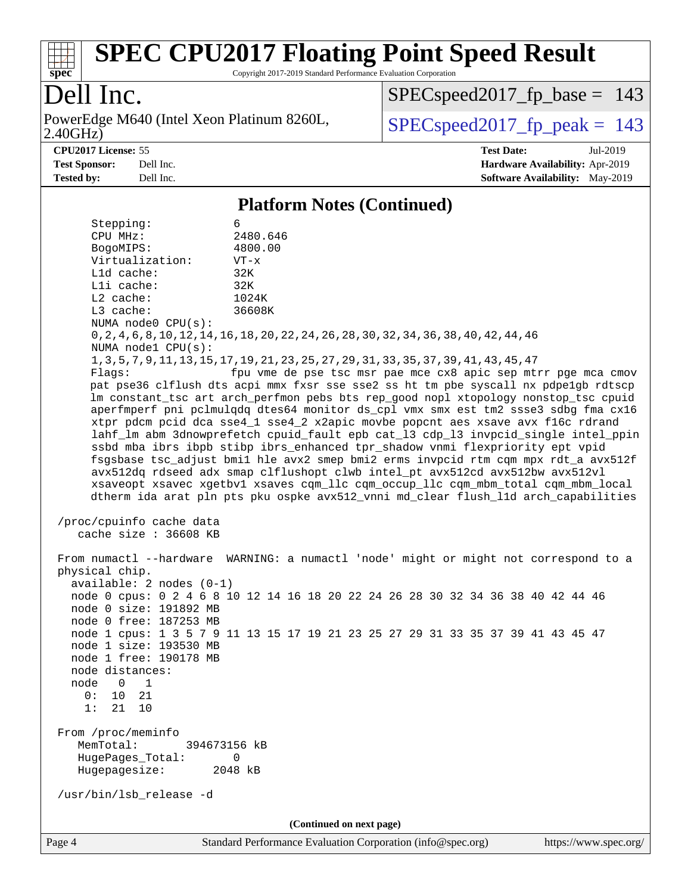## Platform Notes (Continued)

```
     Stepping:            6
     CPU MHz:             2480.646
     BogoMIPS:            4800.00
     Virtualization:      VT-x
     L1d cache:           32K
     L1i cache:           32K
     L2 cache:            1024K
     L3 cache:            36608K
     NUMA node0 CPU(s):
     0,2,4,6,8,10,12,14,16,18,20,22,24,26,28,30,32,34,36,38,40,42,44,46
     NUMA node1 CPU(s):
     1,3,5,7,9,11,13,15,17,19,21,23,25,27,29,31,33,35,37,39,41,43,45,47
     Flags:               fpu vme de pse tsc msr pae mce cx8 apic sep mtrr pge mca cmov
     pat pse36 clflush dts acpi mmx fxsr sse sse2 ss ht tm pbe syscall nx pdpe1gb rdtscp
     lm constant_tsc art arch_perfmon pebs bts rep_good nopl xtopology nonstop_tsc cpuid
     aperfmperf pni pclmulqdq dtes64 monitor ds_cpl vmx smx est tm2 ssse3 sdbg fma cx16
     xtpr pdcm pcid dca sse4_1 sse4_2 x2apic movbe popcnt aes xsave avx f16c rdrand
     lahf_lm abm 3dnowprefetch cpuid_fault epb cat_l3 cdp_l3 invpcid_single intel_ppin
     ssbd mba ibrs ibpb stibp ibrs_enhanced tpr_shadow vnmi flexpriority ept vpid
     fsgsbase tsc_adjust bmi1 hle avx2 smep bmi2 erms invpcid rtm cqm mpx rdt_a avx512f
     avx512dq rdseed adx smap clflushopt clwb intel_pt avx512cd avx512bw avx512vl
     xsaveopt xsavec xgetbv1 xsaves cqm_llc cqm_occup_llc cqm_mbm_total cqm_mbm_local
     dtherm ida arat pln pts pku ospke avx512_vnni md_clear flush_l1d arch_capabilities

 /proc/cpuinfo cache data
    cache size : 36608 KB

 From numactl --hardware  WARNING: a numactl 'node' might or might not correspond to a
 physical chip.
   available: 2 nodes (0-1)
   node 0 cpus: 0 2 4 6 8 10 12 14 16 18 20 22 24 26 28 30 32 34 36 38 40 42 44 46
   node 0 size: 191892 MB
   node 0 free: 187253 MB
   node 1 cpus: 1 3 5 7 9 11 13 15 17 19 21 23 25 27 29 31 33 35 37 39 41 43 45 47
   node 1 size: 193530 MB
   node 1 free: 190178 MB
   node distances:
   node   0   1
     0:  10  21
     1:  21  10

 From /proc/meminfo
    MemTotal:       394673156 kB
    HugePages_Total:       0
    Hugepagesize:       2048 kB

 /usr/bin/lsb_release -d
```

(Continued on next page)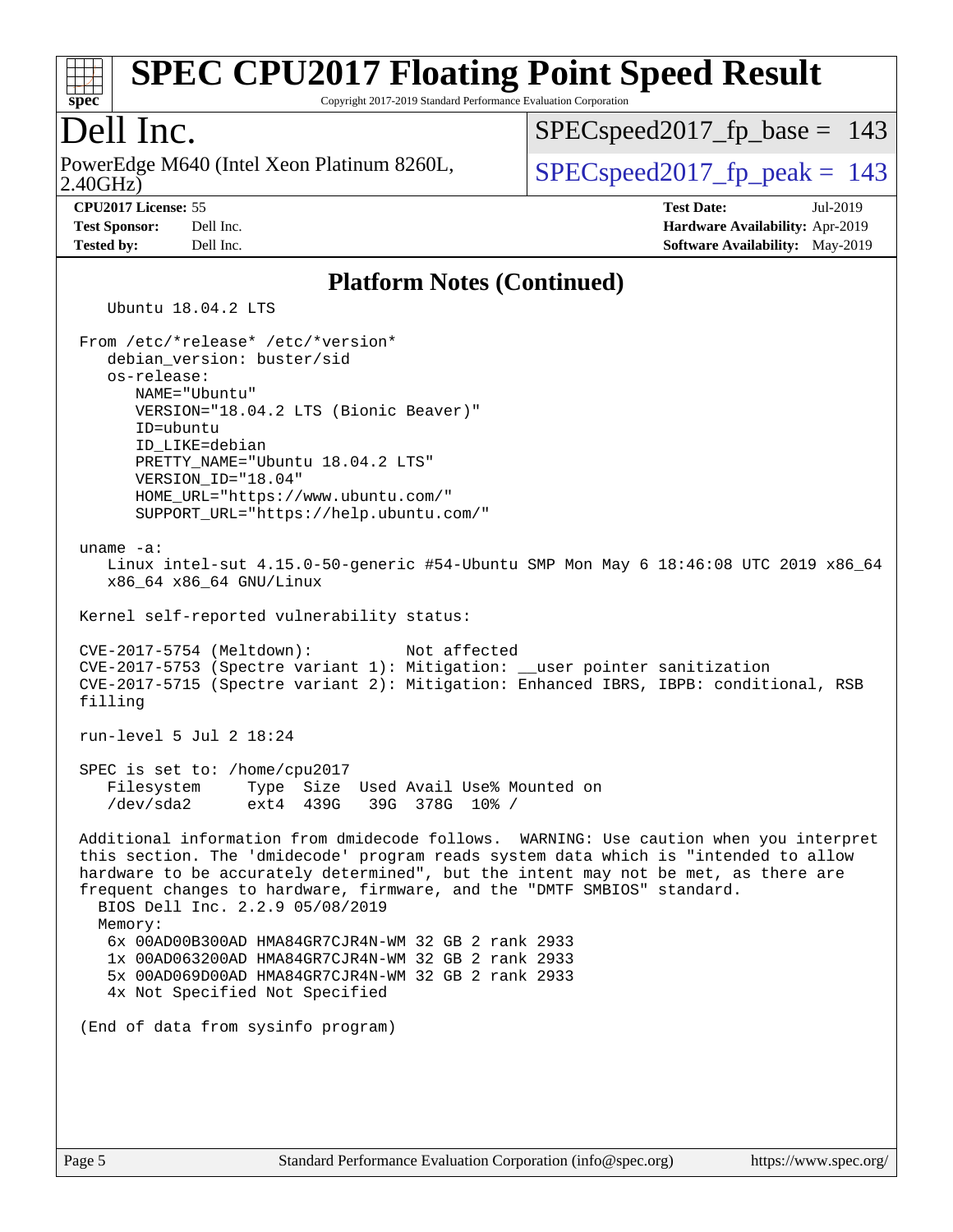## Platform Notes (Continued)

```
   Ubuntu 18.04.2 LTS

From /etc/*release* /etc/*version*
   debian_version: buster/sid
   os-release:
      NAME="Ubuntu"
      VERSION="18.04.2 LTS (Bionic Beaver)"
      ID=ubuntu
      ID_LIKE=debian
      PRETTY_NAME="Ubuntu 18.04.2 LTS"
      VERSION_ID="18.04"
      HOME_URL="https://www.ubuntu.com/"
      SUPPORT_URL="https://help.ubuntu.com/"

uname -a:
   Linux intel-sut 4.15.0-50-generic #54-Ubuntu SMP Mon May 6 18:46:08 UTC 2019 x86_64
   x86_64 x86_64 GNU/Linux

Kernel self-reported vulnerability status:

CVE-2017-5754 (Meltdown):          Not affected
CVE-2017-5753 (Spectre variant 1): Mitigation: __user pointer sanitization
CVE-2017-5715 (Spectre variant 2): Mitigation: Enhanced IBRS, IBPB: conditional, RSB
filling

run-level 5 Jul 2 18:24

SPEC is set to: /home/cpu2017
   Filesystem     Type  Size  Used Avail Use% Mounted on
   /dev/sda2      ext4  439G   39G  378G  10% /

Additional information from dmidecode follows.  WARNING: Use caution when you interpret
this section. The 'dmidecode' program reads system data which is "intended to allow
hardware to be accurately determined", but the intent may not be met, as there are
frequent changes to hardware, firmware, and the "DMTF SMBIOS" standard.
  BIOS Dell Inc. 2.2.9 05/08/2019
  Memory:
    6x 00AD00B300AD HMA84GR7CJR4N-WM 32 GB 2 rank 2933
    1x 00AD063200AD HMA84GR7CJR4N-WM 32 GB 2 rank 2933
    5x 00AD069D00AD HMA84GR7CJR4N-WM 32 GB 2 rank 2933
    4x Not Specified Not Specified

(End of data from sysinfo program)
```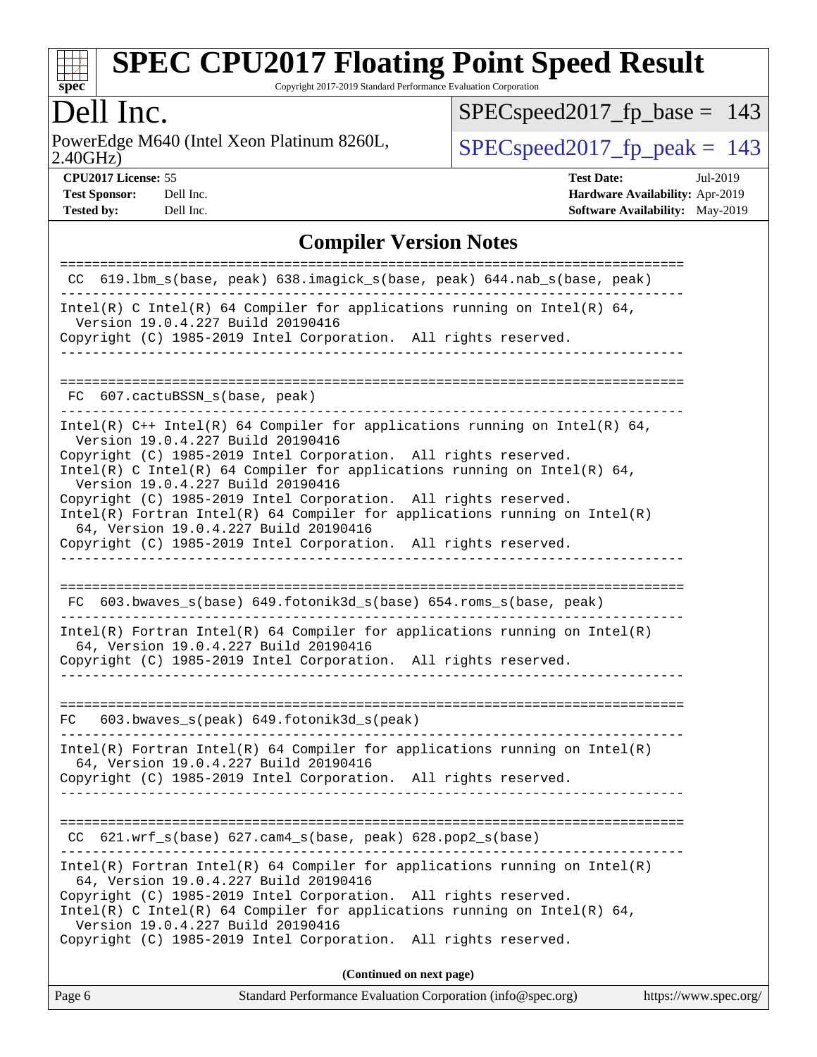# SPEC CPU2017 Floating Point Speed Result

Copyright 2017-2019 Standard Performance Evaluation Corporation

## Dell Inc.

PowerEdge M640 (Intel Xeon Platinum 8260L, 2.40GHz)

SPECspeed2017_fp_base = 143

SPECspeed2017_fp_peak = 143

**CPU2017 License:** 55
**Test Sponsor:** Dell Inc.
**Tested by:** Dell Inc.

**Test Date:** Jul-2019
**Hardware Availability:** Apr-2019
**Software Availability:** May-2019

### Compiler Version Notes

```
==============================================================================
 CC  619.lbm_s(base, peak) 638.imagick_s(base, peak) 644.nab_s(base, peak)
------------------------------------------------------------------------------
Intel(R) C Intel(R) 64 Compiler for applications running on Intel(R) 64,
  Version 19.0.4.227 Build 20190416
Copyright (C) 1985-2019 Intel Corporation.  All rights reserved.
------------------------------------------------------------------------------

==============================================================================
 FC  607.cactuBSSN_s(base, peak)
------------------------------------------------------------------------------
Intel(R) C++ Intel(R) 64 Compiler for applications running on Intel(R) 64,
  Version 19.0.4.227 Build 20190416
Copyright (C) 1985-2019 Intel Corporation.  All rights reserved.
Intel(R) C Intel(R) 64 Compiler for applications running on Intel(R) 64,
  Version 19.0.4.227 Build 20190416
Copyright (C) 1985-2019 Intel Corporation.  All rights reserved.
Intel(R) Fortran Intel(R) 64 Compiler for applications running on Intel(R)
  64, Version 19.0.4.227 Build 20190416
Copyright (C) 1985-2019 Intel Corporation.  All rights reserved.
------------------------------------------------------------------------------

==============================================================================
 FC  603.bwaves_s(base) 649.fotonik3d_s(base) 654.roms_s(base, peak)
------------------------------------------------------------------------------
Intel(R) Fortran Intel(R) 64 Compiler for applications running on Intel(R)
  64, Version 19.0.4.227 Build 20190416
Copyright (C) 1985-2019 Intel Corporation.  All rights reserved.
------------------------------------------------------------------------------

==============================================================================
 FC   603.bwaves_s(peak) 649.fotonik3d_s(peak)
------------------------------------------------------------------------------
Intel(R) Fortran Intel(R) 64 Compiler for applications running on Intel(R)
  64, Version 19.0.4.227 Build 20190416
Copyright (C) 1985-2019 Intel Corporation.  All rights reserved.
------------------------------------------------------------------------------

==============================================================================
 CC  621.wrf_s(base) 627.cam4_s(base, peak) 628.pop2_s(base)
------------------------------------------------------------------------------
Intel(R) Fortran Intel(R) 64 Compiler for applications running on Intel(R)
  64, Version 19.0.4.227 Build 20190416
Copyright (C) 1985-2019 Intel Corporation.  All rights reserved.
Intel(R) C Intel(R) 64 Compiler for applications running on Intel(R) 64,
  Version 19.0.4.227 Build 20190416
Copyright (C) 1985-2019 Intel Corporation.  All rights reserved.
```

**(Continued on next page)**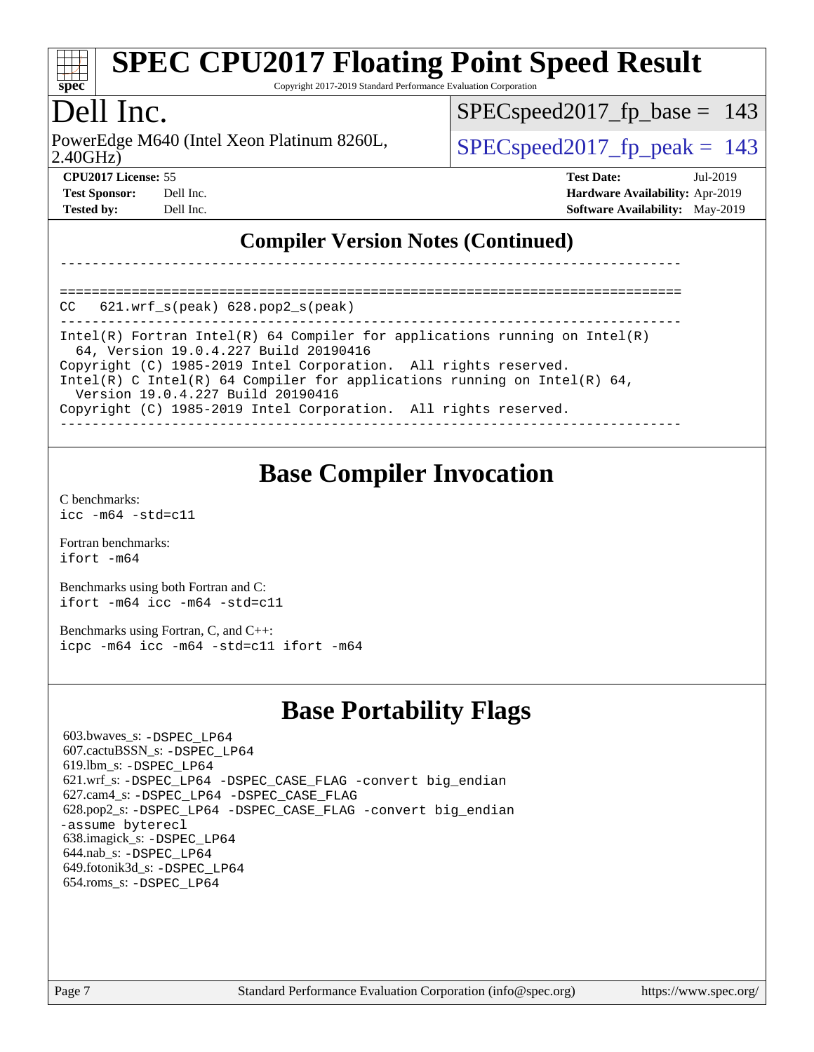## Compiler Version Notes (Continued)

```
------------------------------------------------------------------------------

==============================================================================
CC   621.wrf_s(peak) 628.pop2_s(peak)
------------------------------------------------------------------------------
Intel(R) Fortran Intel(R) 64 Compiler for applications running on Intel(R)
  64, Version 19.0.4.227 Build 20190416
Copyright (C) 1985-2019 Intel Corporation.  All rights reserved.
Intel(R) C Intel(R) 64 Compiler for applications running on Intel(R) 64,
  Version 19.0.4.227 Build 20190416
Copyright (C) 1985-2019 Intel Corporation.  All rights reserved.
------------------------------------------------------------------------------
```

## Base Compiler Invocation

C benchmarks:
`icc -m64 -std=c11`

Fortran benchmarks:
`ifort -m64`

Benchmarks using both Fortran and C:
`ifort -m64 icc -m64 -std=c11`

Benchmarks using Fortran, C, and C++:
`icpc -m64 icc -m64 -std=c11 ifort -m64`

## Base Portability Flags

603.bwaves_s: `-DSPEC_LP64`
607.cactuBSSN_s: `-DSPEC_LP64`
619.lbm_s: `-DSPEC_LP64`
621.wrf_s: `-DSPEC_LP64 -DSPEC_CASE_FLAG -convert big_endian`
627.cam4_s: `-DSPEC_LP64 -DSPEC_CASE_FLAG`
628.pop2_s: `-DSPEC_LP64 -DSPEC_CASE_FLAG -convert big_endian -assume byterecl`
638.imagick_s: `-DSPEC_LP64`
644.nab_s: `-DSPEC_LP64`
649.fotonik3d_s: `-DSPEC_LP64`
654.roms_s: `-DSPEC_LP64`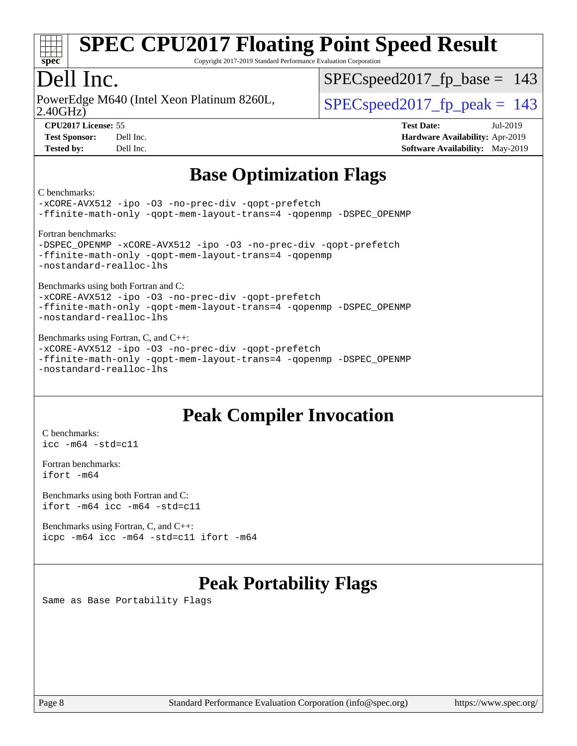# SPEC CPU2017 Floating Point Speed Result

Copyright 2017-2019 Standard Performance Evaluation Corporation

# Dell Inc.

PowerEdge M640 (Intel Xeon Platinum 8260L, 2.40GHz)

SPECspeed2017_fp_base = 143

SPECspeed2017_fp_peak = 143

**CPU2017 License:** 55
**Test Sponsor:** Dell Inc.
**Tested by:** Dell Inc.

**Test Date:** Jul-2019
**Hardware Availability:** Apr-2019
**Software Availability:** May-2019

## Base Optimization Flags

C benchmarks:
```
-xCORE-AVX512 -ipo -O3 -no-prec-div -qopt-prefetch
-ffinite-math-only -qopt-mem-layout-trans=4 -qopenmp -DSPEC_OPENMP
```

Fortran benchmarks:
```
-DSPEC_OPENMP -xCORE-AVX512 -ipo -O3 -no-prec-div -qopt-prefetch
-ffinite-math-only -qopt-mem-layout-trans=4 -qopenmp
-nostandard-realloc-lhs
```

Benchmarks using both Fortran and C:
```
-xCORE-AVX512 -ipo -O3 -no-prec-div -qopt-prefetch
-ffinite-math-only -qopt-mem-layout-trans=4 -qopenmp -DSPEC_OPENMP
-nostandard-realloc-lhs
```

Benchmarks using Fortran, C, and C++:
```
-xCORE-AVX512 -ipo -O3 -no-prec-div -qopt-prefetch
-ffinite-math-only -qopt-mem-layout-trans=4 -qopenmp -DSPEC_OPENMP
-nostandard-realloc-lhs
```

## Peak Compiler Invocation

C benchmarks:
```
icc -m64 -std=c11
```

Fortran benchmarks:
```
ifort -m64
```

Benchmarks using both Fortran and C:
```
ifort -m64 icc -m64 -std=c11
```

Benchmarks using Fortran, C, and C++:
```
icpc -m64 icc -m64 -std=c11 ifort -m64
```

## Peak Portability Flags

Same as Base Portability Flags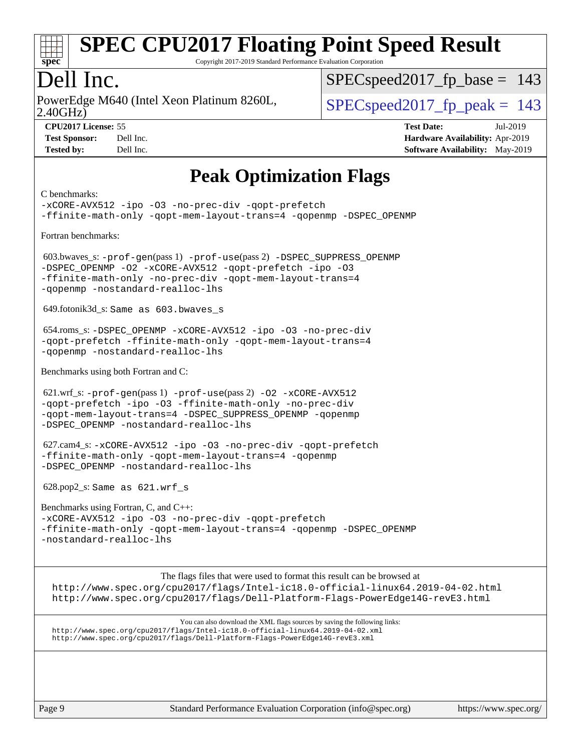# SPEC CPU2017 Floating Point Speed Result

Copyright 2017-2019 Standard Performance Evaluation Corporation

## Dell Inc.

PowerEdge M640 (Intel Xeon Platinum 8260L, 2.40GHz)

SPECspeed2017_fp_base = 143

SPECspeed2017_fp_peak = 143

**CPU2017 License:** 55
**Test Sponsor:** Dell Inc.
**Tested by:** Dell Inc.

**Test Date:** Jul-2019
**Hardware Availability:** Apr-2019
**Software Availability:** May-2019

## Peak Optimization Flags

C benchmarks:

```
-xCORE-AVX512 -ipo -O3 -no-prec-div -qopt-prefetch
-ffinite-math-only -qopt-mem-layout-trans=4 -qopenmp -DSPEC_OPENMP
```

Fortran benchmarks:

603.bwaves_s: -prof-gen(pass 1) -prof-use(pass 2) -DSPEC_SUPPRESS_OPENMP -DSPEC_OPENMP -O2 -xCORE-AVX512 -qopt-prefetch -ipo -O3 -ffinite-math-only -no-prec-div -qopt-mem-layout-trans=4 -qopenmp -nostandard-realloc-lhs

649.fotonik3d_s: Same as 603.bwaves_s

654.roms_s: -DSPEC_OPENMP -xCORE-AVX512 -ipo -O3 -no-prec-div -qopt-prefetch -ffinite-math-only -qopt-mem-layout-trans=4 -qopenmp -nostandard-realloc-lhs

Benchmarks using both Fortran and C:

621.wrf_s: -prof-gen(pass 1) -prof-use(pass 2) -O2 -xCORE-AVX512 -qopt-prefetch -ipo -O3 -ffinite-math-only -no-prec-div -qopt-mem-layout-trans=4 -DSPEC_SUPPRESS_OPENMP -qopenmp -DSPEC_OPENMP -nostandard-realloc-lhs

627.cam4_s: -xCORE-AVX512 -ipo -O3 -no-prec-div -qopt-prefetch -ffinite-math-only -qopt-mem-layout-trans=4 -qopenmp -DSPEC_OPENMP -nostandard-realloc-lhs

628.pop2_s: Same as 621.wrf_s

Benchmarks using Fortran, C, and C++:

```
-xCORE-AVX512 -ipo -O3 -no-prec-div -qopt-prefetch
-ffinite-math-only -qopt-mem-layout-trans=4 -qopenmp -DSPEC_OPENMP
-nostandard-realloc-lhs
```

The flags files that were used to format this result can be browsed at
http://www.spec.org/cpu2017/flags/Intel-ic18.0-official-linux64.2019-04-02.html
http://www.spec.org/cpu2017/flags/Dell-Platform-Flags-PowerEdge14G-revE3.html

You can also download the XML flags sources by saving the following links:
http://www.spec.org/cpu2017/flags/Intel-ic18.0-official-linux64.2019-04-02.xml
http://www.spec.org/cpu2017/flags/Dell-Platform-Flags-PowerEdge14G-revE3.xml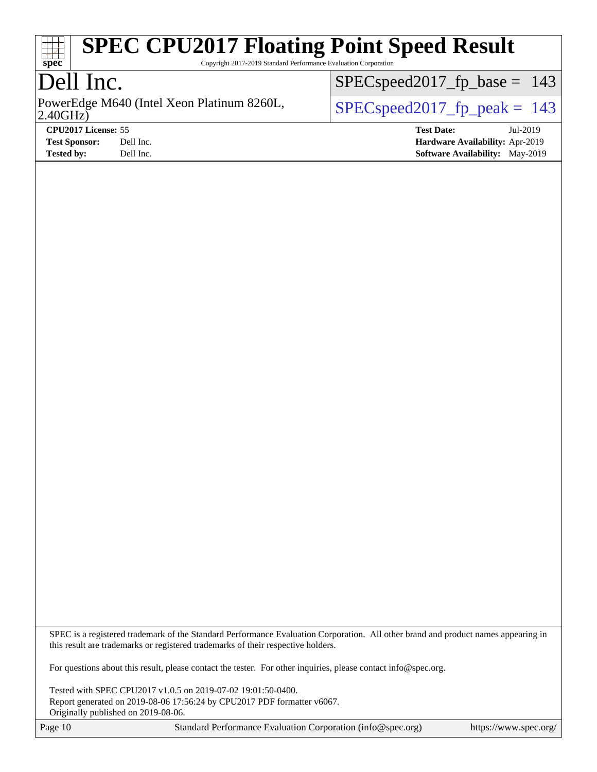SPEC is a registered trademark of the Standard Performance Evaluation Corporation. All other brand and product names appearing in this result are trademarks or registered trademarks of their respective holders.

For questions about this result, please contact the tester. For other inquiries, please contact info@spec.org.

Tested with SPEC CPU2017 v1.0.5 on 2019-07-02 19:01:50-0400.
Report generated on 2019-08-06 17:56:24 by CPU2017 PDF formatter v6067.
Originally published on 2019-08-06.